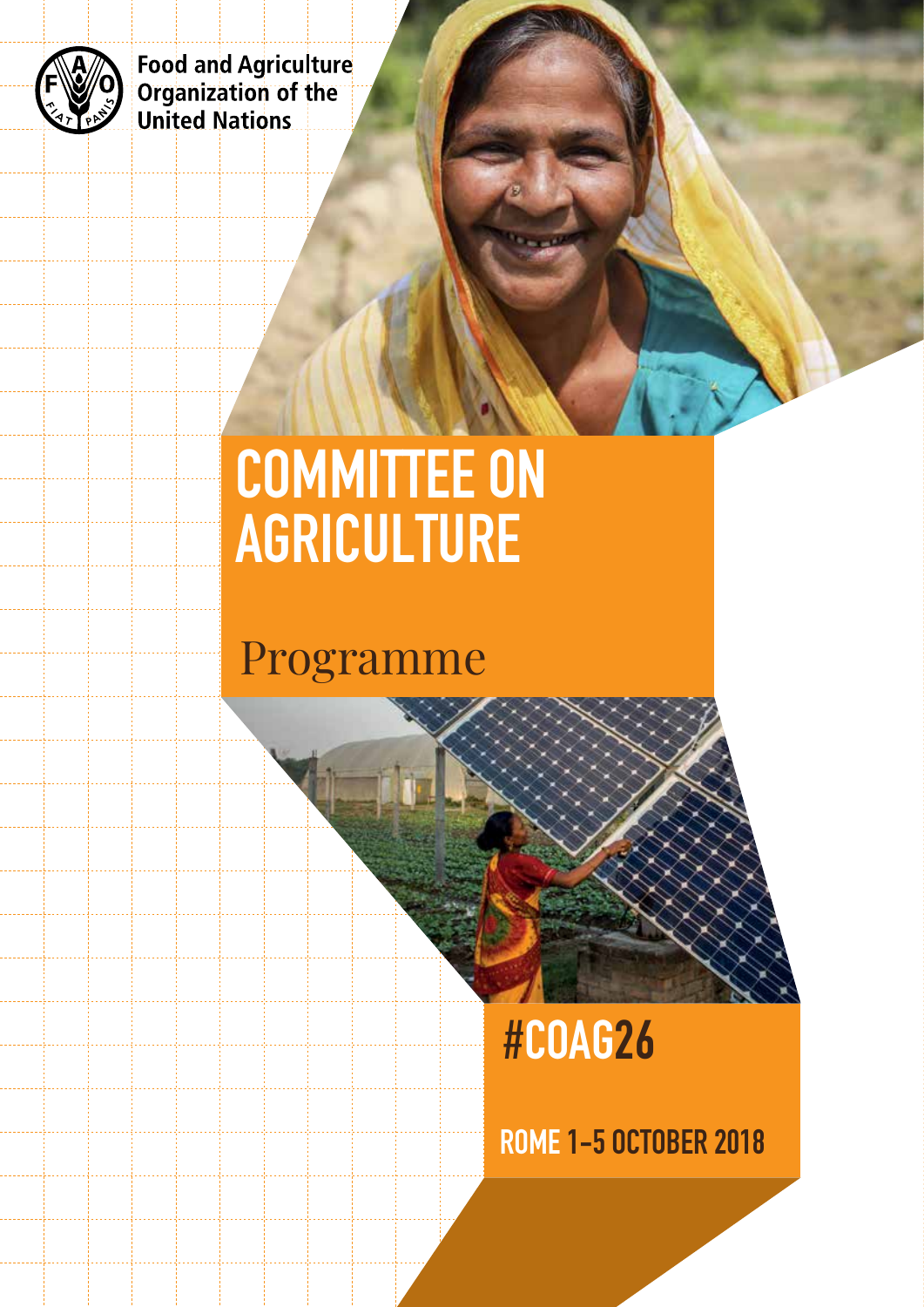Food and Agriculture Organization of the United Nations

# COMMITTEE ON AGRICULTURE

## Programme

#COAG26

ROME 1-5 OCTOBER 2018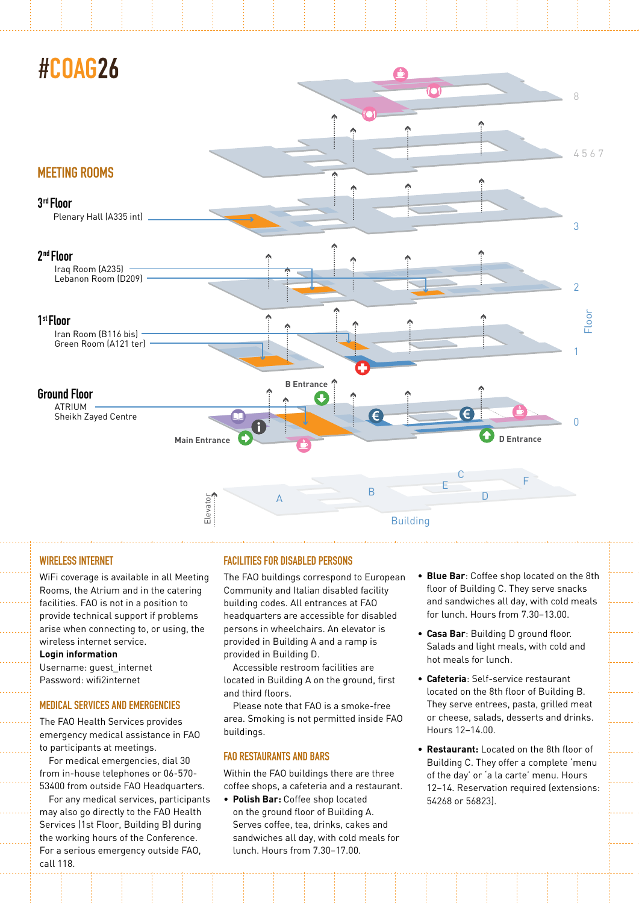# #COAG26

## MEETING ROOMS

### 3rd Floor

Plenary Hall (A335 int)

### 2nd Floor

Iraq Room (A235)
Lebanon Room (D209)

### 1st Floor

Iran Room (B116 bis)
Green Room (A121 ter)

### Ground Floor

ATRIUM
Sheikh Zayed Centre

Main Entrance

B Entrance

D Entrance

Floor: 8, 4 5 6 7, 3, 2, 1, 0

Building: A, B, C, D, E, F

Elevator

## WIRELESS INTERNET

WiFi coverage is available in all Meeting Rooms, the Atrium and in the catering facilities. FAO is not in a position to provide technical support if problems arise when connecting to, or using, the wireless internet service.

**Login information**
Username: guest_internet
Password: wifi2internet

## MEDICAL SERVICES AND EMERGENCIES

The FAO Health Services provides emergency medical assistance in FAO to participants at meetings.

For medical emergencies, dial 30 from in-house telephones or 06-570-53400 from outside FAO Headquarters.

For any medical services, participants may also go directly to the FAO Health Services (1st Floor, Building B) during the working hours of the Conference. For a serious emergency outside FAO, call 118.

## FACILITIES FOR DISABLED PERSONS

The FAO buildings correspond to European Community and Italian disabled facility building codes. All entrances at FAO headquarters are accessible for disabled persons in wheelchairs. An elevator is provided in Building A and a ramp is provided in Building D.

Accessible restroom facilities are located in Building A on the ground, first and third floors.

Please note that FAO is a smoke-free area. Smoking is not permitted inside FAO buildings.

## FAO RESTAURANTS AND BARS

Within the FAO buildings there are three coffee shops, a cafeteria and a restaurant.

- **Polish Bar:** Coffee shop located on the ground floor of Building A. Serves coffee, tea, drinks, cakes and sandwiches all day, with cold meals for lunch. Hours from 7.30–17.00.
- **Blue Bar**: Coffee shop located on the 8th floor of Building C. They serve snacks and sandwiches all day, with cold meals for lunch. Hours from 7.30–13.00.
- **Casa Bar**: Building D ground floor. Salads and light meals, with cold and hot meals for lunch.
- **Cafeteria**: Self-service restaurant located on the 8th floor of Building B. They serve entrees, pasta, grilled meat or cheese, salads, desserts and drinks. Hours 12–14.00.
- **Restaurant:** Located on the 8th floor of Building C. They offer a complete 'menu of the day' or 'a la carte' menu. Hours 12–14. Reservation required (extensions: 54268 or 56823).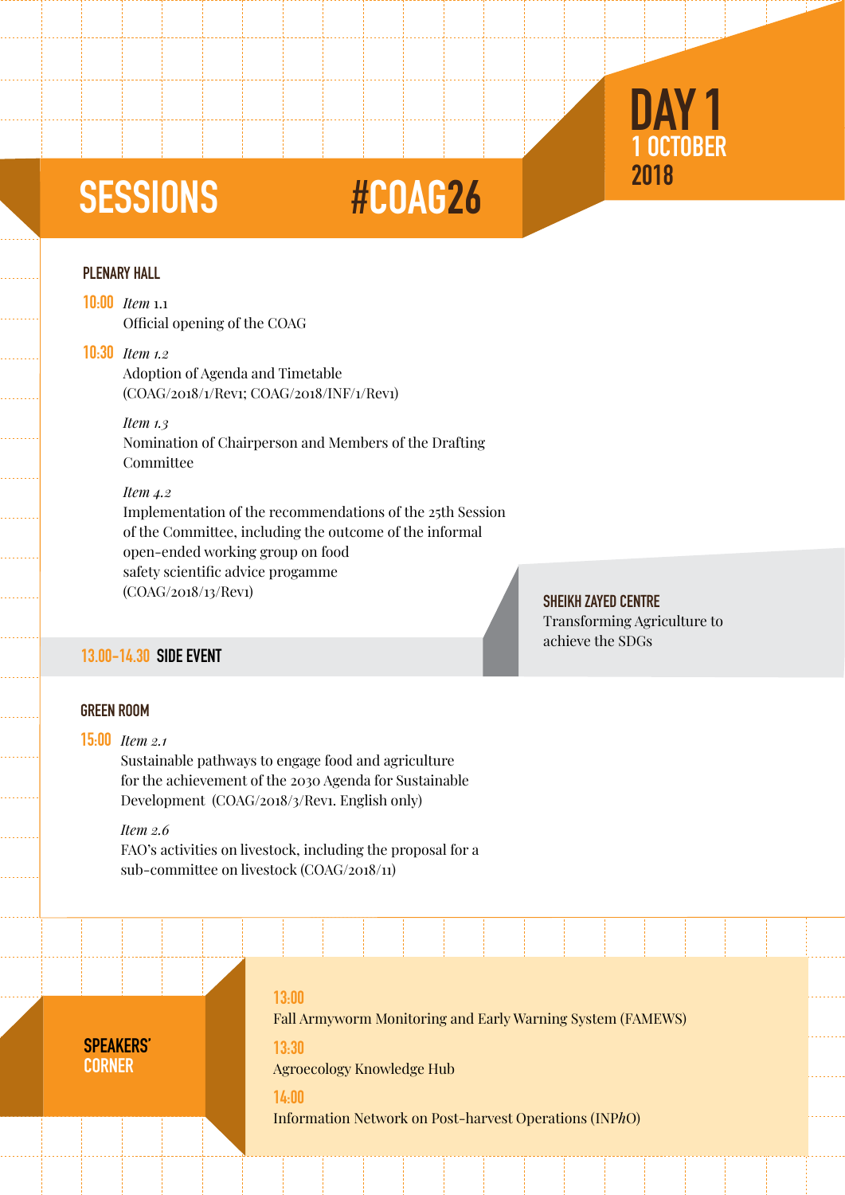# SESSIONS #COAG26

## DAY 1
**1 OCTOBER 2018**

### PLENARY HALL

**10:00** *Item 1.1*
Official opening of the COAG

**10:30** *Item 1.2*
Adoption of Agenda and Timetable
(COAG/2018/1/Rev1; COAG/2018/INF/1/Rev1)

*Item 1.3*
Nomination of Chairperson and Members of the Drafting Committee

*Item 4.2*
Implementation of the recommendations of the 25th Session of the Committee, including the outcome of the informal open-ended working group on food safety scientific advice progamme
(COAG/2018/13/Rev1)

### 13.00-14.30 SIDE EVENT

**SHEIKH ZAYED CENTRE**
Transforming Agriculture to achieve the SDGs

### GREEN ROOM

**15:00** *Item 2.1*
Sustainable pathways to engage food and agriculture for the achievement of the 2030 Agenda for Sustainable Development (COAG/2018/3/Rev1. English only)

*Item 2.6*
FAO's activities on livestock, including the proposal for a sub-committee on livestock (COAG/2018/11)

### SPEAKERS' CORNER

**13:00**
Fall Armyworm Monitoring and Early Warning System (FAMEWS)

**13:30**
Agroecology Knowledge Hub

**14:00**
Information Network on Post-harvest Operations (INP*h*O)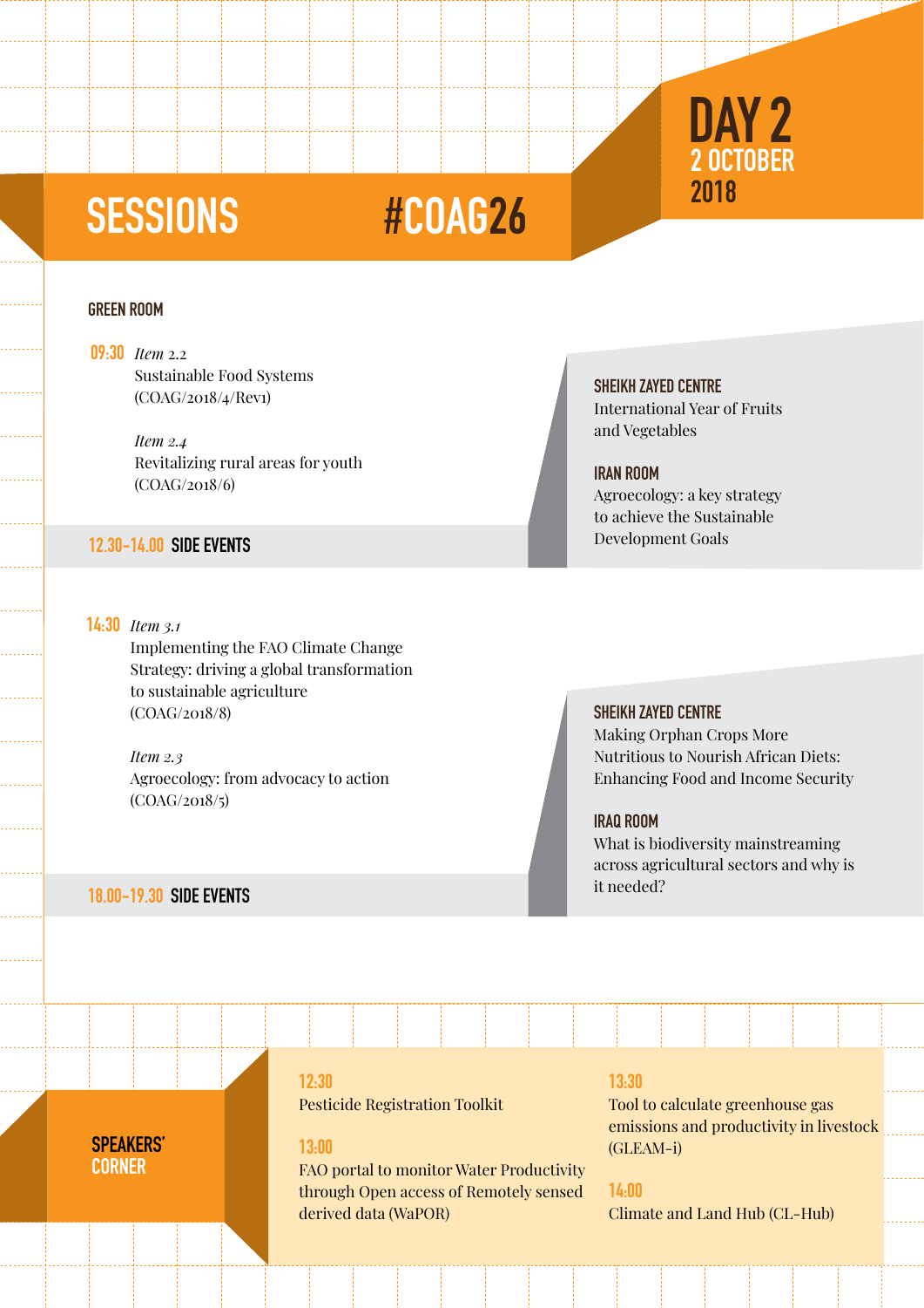# DAY 2

## 2 OCTOBER 2018

# SESSIONS #COAG26

### GREEN ROOM

**09:30** *Item 2.2*
Sustainable Food Systems
(COAG/2018/4/Rev1)

*Item 2.4*
Revitalizing rural areas for youth
(COAG/2018/6)

### 12.30-14.00 SIDE EVENTS

**SHEIKH ZAYED CENTRE**
International Year of Fruits and Vegetables

**IRAN ROOM**
Agroecology: a key strategy to achieve the Sustainable Development Goals

**14:30** *Item 3.1*
Implementing the FAO Climate Change Strategy: driving a global transformation to sustainable agriculture
(COAG/2018/8)

*Item 2.3*
Agroecology: from advocacy to action
(COAG/2018/5)

### 18.00-19.30 SIDE EVENTS

**SHEIKH ZAYED CENTRE**
Making Orphan Crops More Nutritious to Nourish African Diets: Enhancing Food and Income Security

**IRAQ ROOM**
What is biodiversity mainstreaming across agricultural sectors and why is it needed?

## SPEAKERS' CORNER

**12:30**
Pesticide Registration Toolkit

**13:00**
FAO portal to monitor Water Productivity through Open access of Remotely sensed derived data (WaPOR)

**13:30**
Tool to calculate greenhouse gas emissions and productivity in livestock (GLEAM-i)

**14:00**
Climate and Land Hub (CL-Hub)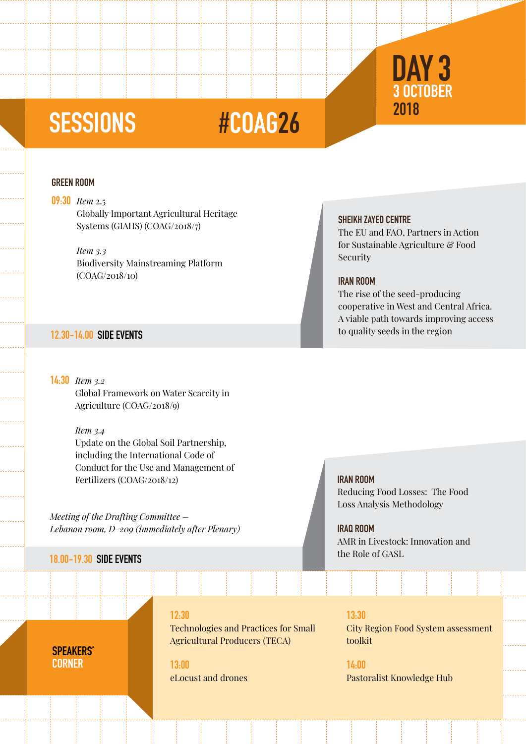# SESSIONS #COAG26

## DAY 3
**3 OCTOBER 2018**

### GREEN ROOM

**09:30** *Item 2.5*
Globally Important Agricultural Heritage Systems (GIAHS) (COAG/2018/7)

*Item 3.3*
Biodiversity Mainstreaming Platform (COAG/2018/10)

### 12.30-14.00 SIDE EVENTS

**SHEIKH ZAYED CENTRE**
The EU and FAO, Partners in Action for Sustainable Agriculture & Food Security

**IRAN ROOM**
The rise of the seed-producing cooperative in West and Central Africa. A viable path towards improving access to quality seeds in the region

**14:30** *Item 3.2*
Global Framework on Water Scarcity in Agriculture (COAG/2018/9)

*Item 3.4*
Update on the Global Soil Partnership, including the International Code of Conduct for the Use and Management of Fertilizers (COAG/2018/12)

*Meeting of the Drafting Committee – Lebanon room, D-209 (immediately after Plenary)*

### 18.00-19.30 SIDE EVENTS

**IRAN ROOM**
Reducing Food Losses: The Food Loss Analysis Methodology

**IRAQ ROOM**
AMR in Livestock: Innovation and the Role of GASL

### SPEAKERS' CORNER

**12:30**
Technologies and Practices for Small Agricultural Producers (TECA)

**13:00**
eLocust and drones

**13:30**
City Region Food System assessment toolkit

**14:00**
Pastoralist Knowledge Hub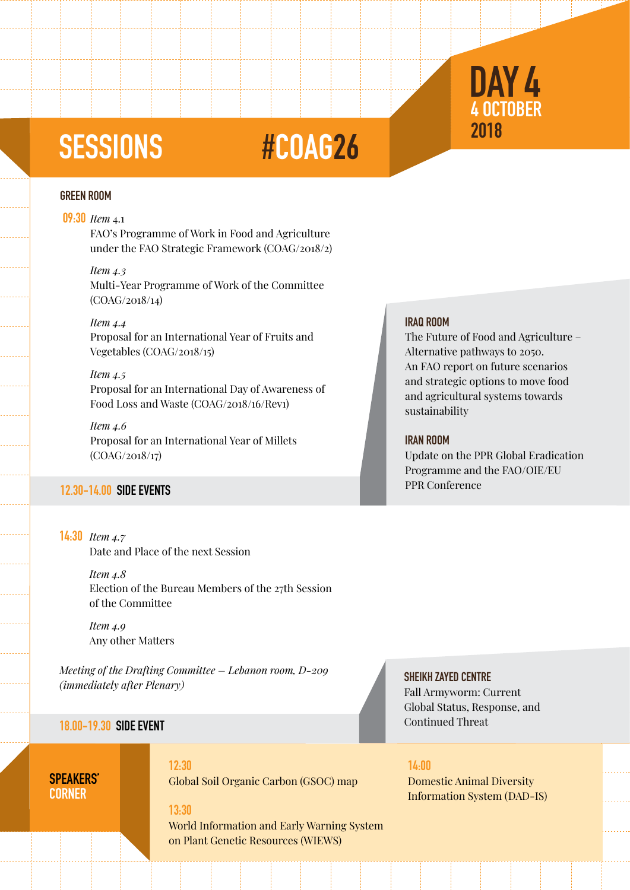# DAY 4
## 4 OCTOBER 2018

## SESSIONS #COAG26

### GREEN ROOM

**09:30** *Item 4.1*
FAO's Programme of Work in Food and Agriculture under the FAO Strategic Framework (COAG/2018/2)

*Item 4.3*
Multi-Year Programme of Work of the Committee (COAG/2018/14)

*Item 4.4*
Proposal for an International Year of Fruits and Vegetables (COAG/2018/15)

*Item 4.5*
Proposal for an International Day of Awareness of Food Loss and Waste (COAG/2018/16/Rev1)

*Item 4.6*
Proposal for an International Year of Millets (COAG/2018/17)

### 12.30-14.00 SIDE EVENTS

**IRAQ ROOM**
The Future of Food and Agriculture – Alternative pathways to 2050.
An FAO report on future scenarios and strategic options to move food and agricultural systems towards sustainability

**IRAN ROOM**
Update on the PPR Global Eradication Programme and the FAO/OIE/EU PPR Conference

**14:30** *Item 4.7*
Date and Place of the next Session

*Item 4.8*
Election of the Bureau Members of the 27th Session of the Committee

*Item 4.9*
Any other Matters

*Meeting of the Drafting Committee – Lebanon room, D-209 (immediately after Plenary)*

### 18.00-19.30 SIDE EVENT

**SHEIKH ZAYED CENTRE**
Fall Armyworm: Current Global Status, Response, and Continued Threat

### SPEAKERS' CORNER

**12:30**
Global Soil Organic Carbon (GSOC) map

**13:30**
World Information and Early Warning System on Plant Genetic Resources (WIEWS)

**14:00**
Domestic Animal Diversity Information System (DAD-IS)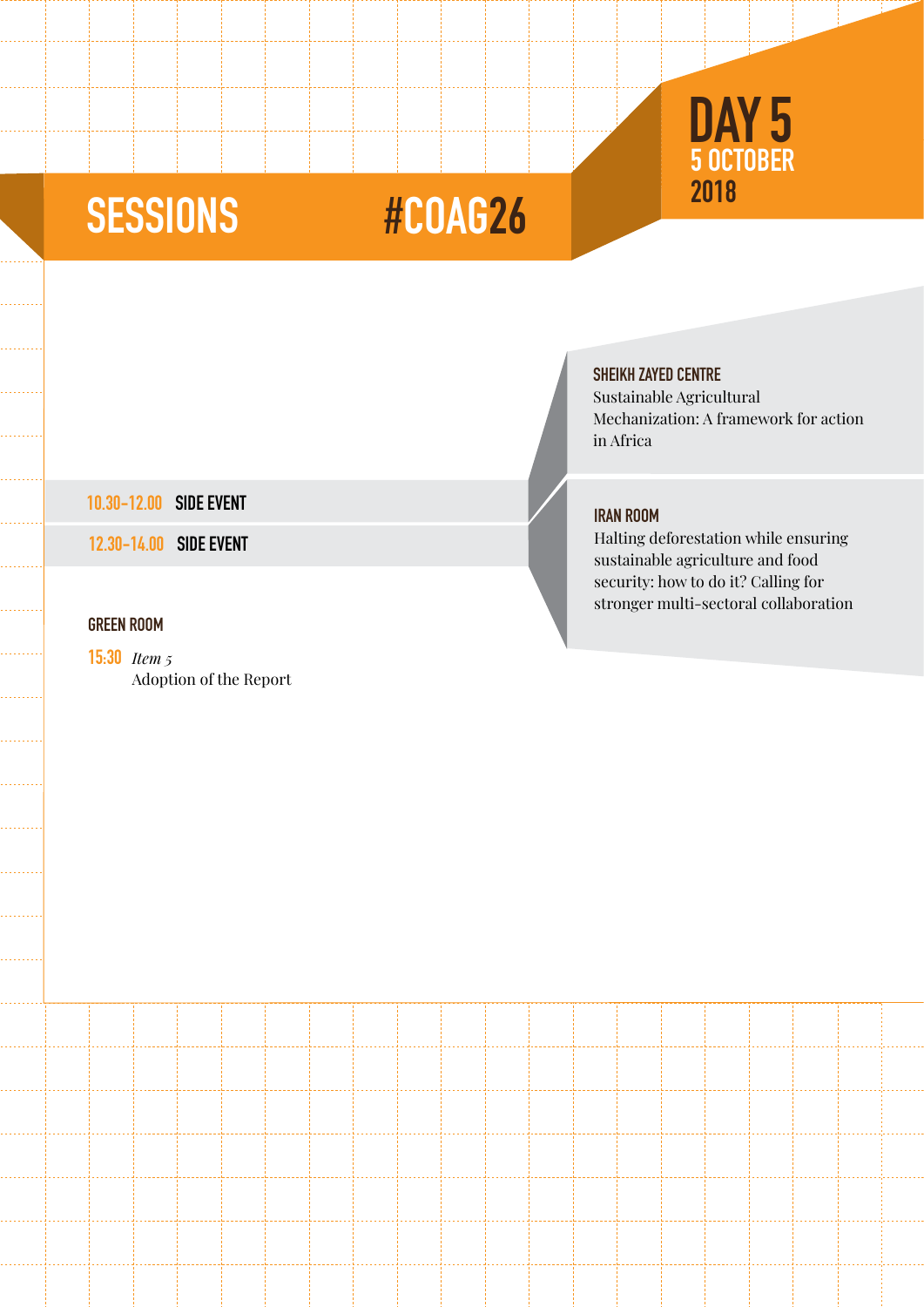# SESSIONS #COAG26

## DAY 5
### 5 OCTOBER 2018

**10.30-12.00 SIDE EVENT**

**SHEIKH ZAYED CENTRE**
Sustainable Agricultural Mechanization: A framework for action in Africa

**12.30-14.00 SIDE EVENT**

**IRAN ROOM**
Halting deforestation while ensuring sustainable agriculture and food security: how to do it? Calling for stronger multi-sectoral collaboration

**GREEN ROOM**

**15:30** *Item 5*
Adoption of the Report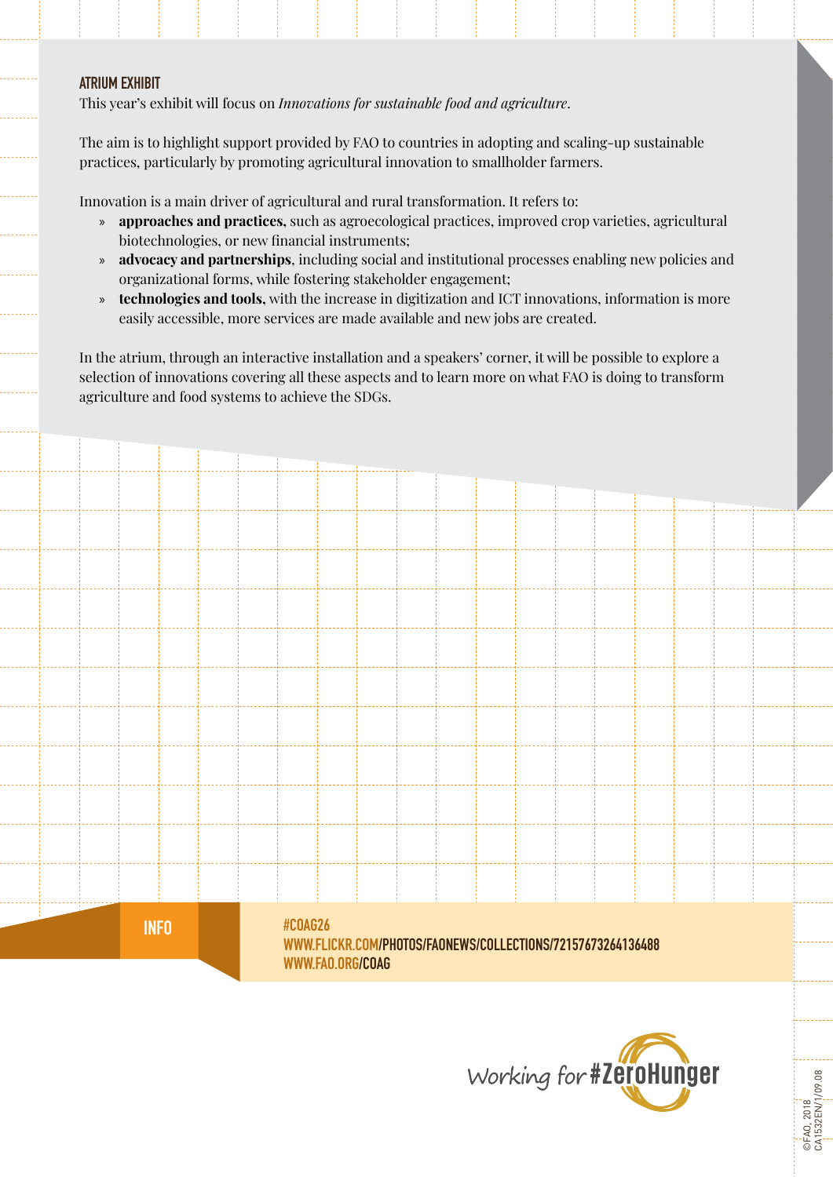## ATRIUM EXHIBIT

This year's exhibit will focus on *Innovations for sustainable food and agriculture*.

The aim is to highlight support provided by FAO to countries in adopting and scaling-up sustainable practices, particularly by promoting agricultural innovation to smallholder farmers.

Innovation is a main driver of agricultural and rural transformation. It refers to:

- **approaches and practices,** such as agroecological practices, improved crop varieties, agricultural biotechnologies, or new financial instruments;
- **advocacy and partnerships**, including social and institutional processes enabling new policies and organizational forms, while fostering stakeholder engagement;
- **technologies and tools,** with the increase in digitization and ICT innovations, information is more easily accessible, more services are made available and new jobs are created.

In the atrium, through an interactive installation and a speakers' corner, it will be possible to explore a selection of innovations covering all these aspects and to learn more on what FAO is doing to transform agriculture and food systems to achieve the SDGs.

**INFO**

#COAG26
WWW.FLICKR.COM/PHOTOS/FAONEWS/COLLECTIONS/72157673264136488
WWW.FAO.ORG/COAG

Working for #ZeroHunger

©FAO, 2018
CA1532EN/1/09.08